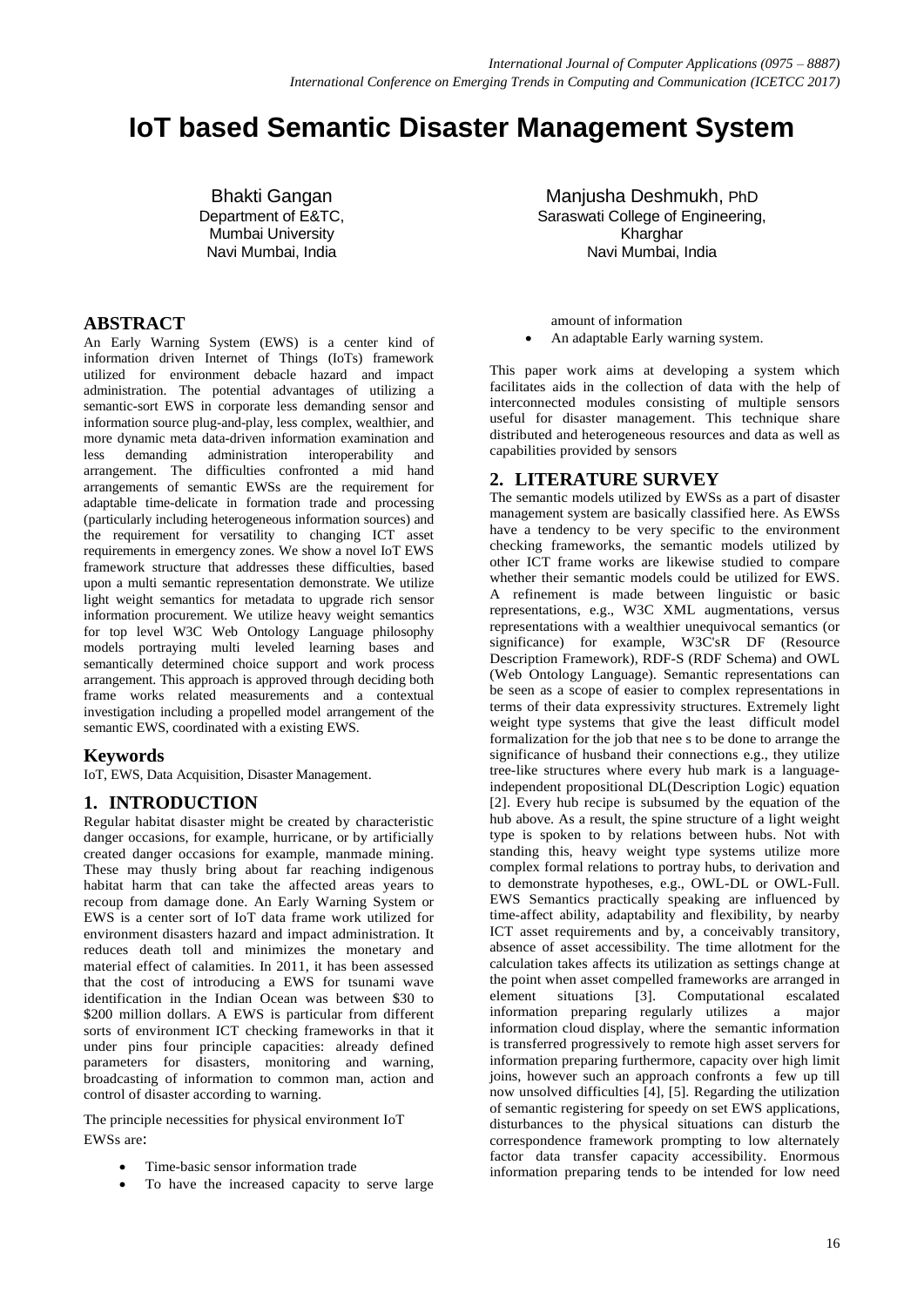# IoT based Semantic Disaster Management System

Bhakti Gangan
Department of E&TC,
Mumbai University
Navi Mumbai, India

Manjusha Deshmukh, PhD
Saraswati College of Engineering,
Kharghar
Navi Mumbai, India

## ABSTRACT

An Early Warning System (EWS) is a center kind of information driven Internet of Things (IoTs) framework utilized for environment debacle hazard and impact administration. The potential advantages of utilizing a semantic-sort EWS in corporate less demanding sensor and information source plug-and-play, less complex, wealthier, and more dynamic meta data-driven information examination and less demanding administration interoperability and arrangement. The difficulties confronted a mid hand arrangements of semantic EWSs are the requirement for adaptable time-delicate in formation trade and processing (particularly including heterogeneous information sources) and the requirement for versatility to changing ICT asset requirements in emergency zones. We show a novel IoT EWS framework structure that addresses these difficulties, based upon a multi semantic representation demonstrate. We utilize light weight semantics for metadata to upgrade rich sensor information procurement. We utilize heavy weight semantics for top level W3C Web Ontology Language philosophy models portraying multi leveled learning bases and semantically determined choice support and work process arrangement. This approach is approved through deciding both frame works related measurements and a contextual investigation including a propelled model arrangement of the semantic EWS, coordinated with a existing EWS.

## Keywords

IoT, EWS, Data Acquisition, Disaster Management.

## 1. INTRODUCTION

Regular habitat disaster might be created by characteristic danger occasions, for example, hurricane, or by artificially created danger occasions for example, manmade mining. These may thusly bring about far reaching indigenous habitat harm that can take the affected areas years to recoup from damage done. An Early Warning System or EWS is a center sort of IoT data frame work utilized for environment disasters hazard and impact administration. It reduces death toll and minimizes the monetary and material effect of calamities. In 2011, it has been assessed that the cost of introducing a EWS for tsunami wave identification in the Indian Ocean was between $30 to $200 million dollars. A EWS is particular from different sorts of environment ICT checking frameworks in that it under pins four principle capacities: already defined parameters for disasters, monitoring and warning, broadcasting of information to common man, action and control of disaster according to warning.

The principle necessities for physical environment IoT EWSs are:

- Time-basic sensor information trade
- To have the increased capacity to serve large amount of information
- An adaptable Early warning system.

This paper work aims at developing a system which facilitates aids in the collection of data with the help of interconnected modules consisting of multiple sensors useful for disaster management. This technique share distributed and heterogeneous resources and data as well as capabilities provided by sensors

## 2. LITERATURE SURVEY

The semantic models utilized by EWSs as a part of disaster management system are basically classified here. As EWSs have a tendency to be very specific to the environment checking frameworks, the semantic models utilized by other ICT frame works are likewise studied to compare whether their semantic models could be utilized for EWS. A refinement is made between linguistic or basic representations, e.g., W3C XML augmentations, versus representations with a wealthier unequivocal semantics (or significance) for example, W3C'sR DF (Resource Description Framework), RDF-S (RDF Schema) and OWL (Web Ontology Language). Semantic representations can be seen as a scope of easier to complex representations in terms of their data expressivity structures. Extremely light weight type systems that give the least difficult model formalization for the job that nee s to be done to arrange the significance of husband their connections e.g., they utilize tree-like structures where every hub mark is a language-independent propositional DL(Description Logic) equation [2]. Every hub recipe is subsumed by the equation of the hub above. As a result, the spine structure of a light weight type is spoken to by relations between hubs. Not with standing this, heavy weight type systems utilize more complex formal relations to portray hubs, to derivation and to demonstrate hypotheses, e.g., OWL-DL or OWL-Full. EWS Semantics practically speaking are influenced by time-affect ability, adaptability and flexibility, by nearby ICT asset requirements and by, a conceivably transitory, absence of asset accessibility. The time allotment for the calculation takes affects its utilization as settings change at the point when asset compelled frameworks are arranged in element situations [3]. Computational escalated information preparing regularly utilizes a major information cloud display, where the semantic information is transferred progressively to remote high asset servers for information preparing furthermore, capacity over high limit joins, however such an approach confronts a few up till now unsolved difficulties [4], [5]. Regarding the utilization of semantic registering for speedy on set EWS applications, disturbances to the physical situations can disturb the correspondence framework prompting to low alternately factor data transfer capacity accessibility. Enormous information preparing tends to be intended for low need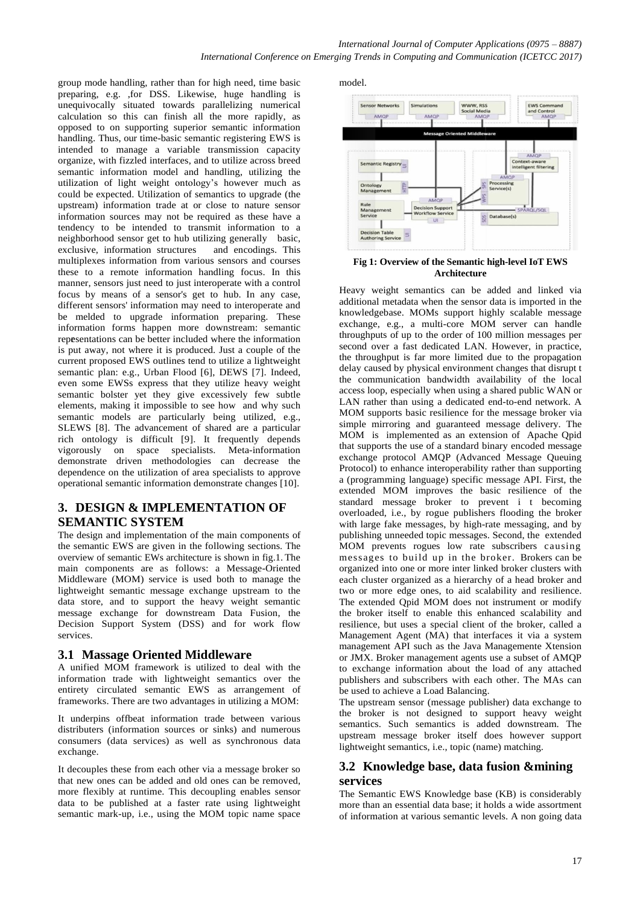group mode handling, rather than for high need, time basic preparing, e.g. ,for DSS. Likewise, huge handling is unequivocally situated towards parallelizing numerical calculation so this can finish all the more rapidly, as opposed to on supporting superior semantic information handling. Thus, our time-basic semantic registering EWS is intended to manage a variable transmission capacity organize, with fizzled interfaces, and to utilize across breed semantic information model and handling, utilizing the utilization of light weight ontology's however much as could be expected. Utilization of semantics to upgrade (the upstream) information trade at or close to nature sensor information sources may not be required as these have a tendency to be intended to transmit information to a neighborhood sensor get to hub utilizing generally basic, exclusive, information structures and encodings. This multiplexes information from various sensors and courses these to a remote information handling focus. In this manner, sensors just need to just interoperate with a control focus by means of a sensor's get to hub. In any case, different sensors' information may need to interoperate and be melded to upgrade information preparing. These information forms happen more downstream: semantic repesentations can be better included where the information is put away, not where it is produced. Just a couple of the current proposed EWS outlines tend to utilize a lightweight semantic plan: e.g., Urban Flood [6], DEWS [7]. Indeed, even some EWSs express that they utilize heavy weight semantic bolster yet they give excessively few subtle elements, making it impossible to see how and why such semantic models are particularly being utilized, e.g., SLEWS [8]. The advancement of shared are a particular rich ontology is difficult [9]. It frequently depends vigorously on space specialists. Meta-information demonstrate driven methodologies can decrease the dependence on the utilization of area specialists to approve operational semantic information demonstrate changes [10].

## 3. DESIGN & IMPLEMENTATION OF SEMANTIC SYSTEM

The design and implementation of the main components of the semantic EWS are given in the following sections. The overview of semantic EWs architecture is shown in fig.1. The main components are as follows: a Message-Oriented Middleware (MOM) service is used both to manage the lightweight semantic message exchange upstream to the data store, and to support the heavy weight semantic message exchange for downstream Data Fusion, the Decision Support System (DSS) and for work flow services.

### 3.1 Massage Oriented Middleware

A unified MOM framework is utilized to deal with the information trade with lightweight semantics over the entirety circulated semantic EWS as arrangement of frameworks. There are two advantages in utilizing a MOM:

It underpins offbeat information trade between various distributers (information sources or sinks) and numerous consumers (data services) as well as synchronous data exchange.

It decouples these from each other via a message broker so that new ones can be added and old ones can be removed, more flexibly at runtime. This decoupling enables sensor data to be published at a faster rate using lightweight semantic mark-up, i.e., using the MOM topic name space model.

**Fig 1: Overview of the Semantic high-level IoT EWS Architecture**

Heavy weight semantics can be added and linked via additional metadata when the sensor data is imported in the knowledgebase. MOMs support highly scalable message exchange, e.g., a multi-core MOM server can handle throughputs of up to the order of 100 million messages per second over a fast dedicated LAN. However, in practice, the throughput is far more limited due to the propagation delay caused by physical environment changes that disrupt t the communication bandwidth availability of the local access loop, especially when using a shared public WAN or LAN rather than using a dedicated end-to-end network. A MOM supports basic resilience for the message broker via simple mirroring and guaranteed message delivery. The MOM is implemented as an extension of Apache Qpid that supports the use of a standard binary encoded message exchange protocol AMQP (Advanced Message Queuing Protocol) to enhance interoperability rather than supporting a (programming language) specific message API. First, the extended MOM improves the basic resilience of the standard message broker to prevent i t becoming overloaded, i.e., by rogue publishers flooding the broker with large fake messages, by high-rate messaging, and by publishing unneeded topic messages. Second, the extended MOM prevents rogues low rate subscribers causing messages to build up in the broker. Brokers can be organized into one or more inter linked broker clusters with each cluster organized as a hierarchy of a head broker and two or more edge ones, to aid scalability and resilience. The extended Qpid MOM does not instrument or modify the broker itself to enable this enhanced scalability and resilience, but uses a special client of the broker, called a Management Agent (MA) that interfaces it via a system management API such as the Java Managemente Xtension or JMX. Broker management agents use a subset of AMQP to exchange information about the load of any attached publishers and subscribers with each other. The MAs can be used to achieve a Load Balancing.

The upstream sensor (message publisher) data exchange to the broker is not designed to support heavy weight semantics. Such semantics is added downstream. The upstream message broker itself does however support lightweight semantics, i.e., topic (name) matching.

### 3.2 Knowledge base, data fusion &mining services

The Semantic EWS Knowledge base (KB) is considerably more than an essential data base; it holds a wide assortment of information at various semantic levels. A non going data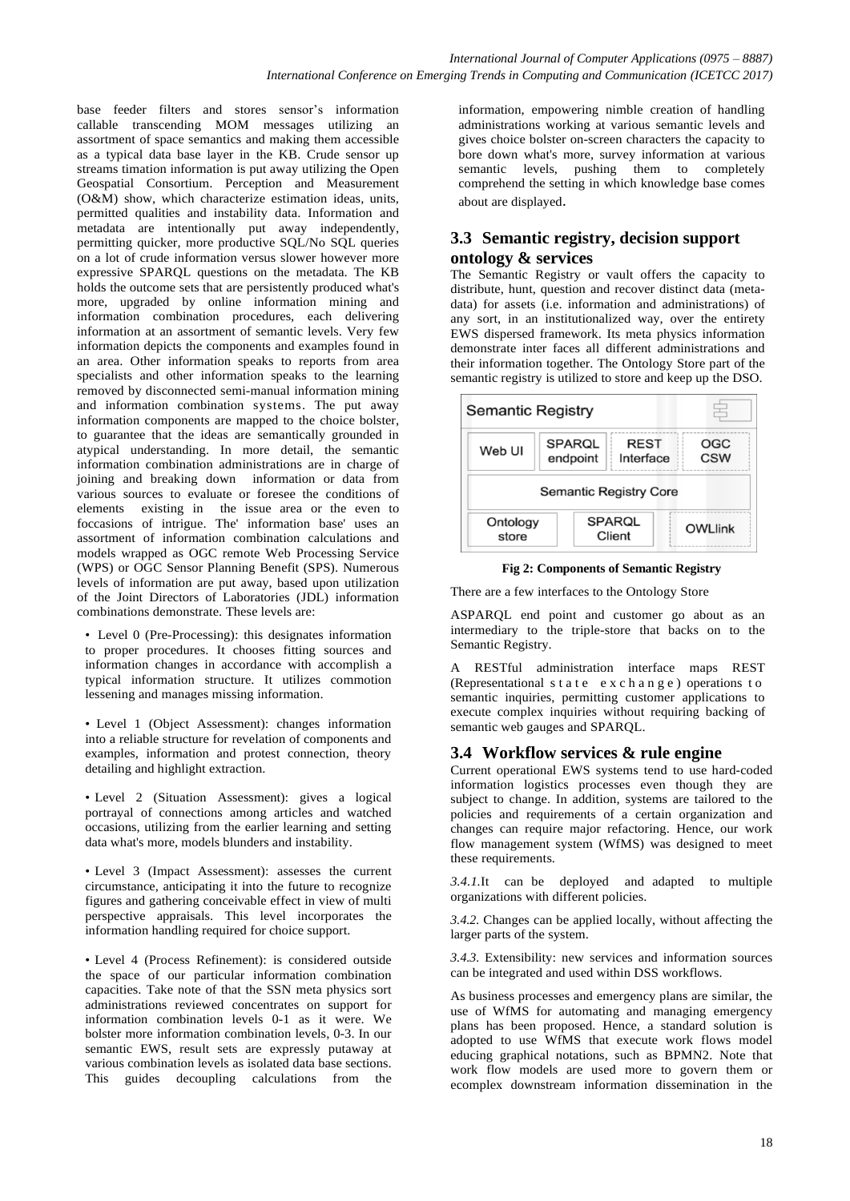base feeder filters and stores sensor's information callable transcending MOM messages utilizing an assortment of space semantics and making them accessible as a typical data base layer in the KB. Crude sensor up streams timation information is put away utilizing the Open Geospatial Consortium. Perception and Measurement (O&M) show, which characterize estimation ideas, units, permitted qualities and instability data. Information and metadata are intentionally put away independently, permitting quicker, more productive SQL/No SQL queries on a lot of crude information versus slower however more expressive SPARQL questions on the metadata. The KB holds the outcome sets that are persistently produced what's more, upgraded by online information mining and information combination procedures, each delivering information at an assortment of semantic levels. Very few information depicts the components and examples found in an area. Other information speaks to reports from area specialists and other information speaks to the learning removed by disconnected semi-manual information mining and information combination systems. The put away information components are mapped to the choice bolster, to guarantee that the ideas are semantically grounded in atypical understanding. In more detail, the semantic information combination administrations are in charge of joining and breaking down information or data from various sources to evaluate or foresee the conditions of elements existing in the issue area or the even to foccasions of intrigue. The' information base' uses an assortment of information combination calculations and models wrapped as OGC remote Web Processing Service (WPS) or OGC Sensor Planning Benefit (SPS). Numerous levels of information are put away, based upon utilization of the Joint Directors of Laboratories (JDL) information combinations demonstrate. These levels are:

- Level 0 (Pre-Processing): this designates information to proper procedures. It chooses fitting sources and information changes in accordance with accomplish a typical information structure. It utilizes commotion lessening and manages missing information.

- Level 1 (Object Assessment): changes information into a reliable structure for revelation of components and examples, information and protest connection, theory detailing and highlight extraction.

- Level 2 (Situation Assessment): gives a logical portrayal of connections among articles and watched occasions, utilizing from the earlier learning and setting data what's more, models blunders and instability.

- Level 3 (Impact Assessment): assesses the current circumstance, anticipating it into the future to recognize figures and gathering conceivable effect in view of multi perspective appraisals. This level incorporates the information handling required for choice support.

- Level 4 (Process Refinement): is considered outside the space of our particular information combination capacities. Take note of that the SSN meta physics sort administrations reviewed concentrates on support for information combination levels 0-1 as it were. We bolster more information combination levels, 0-3. In our semantic EWS, result sets are expressly putaway at various combination levels as isolated data base sections. This guides decoupling calculations from the information, empowering nimble creation of handling administrations working at various semantic levels and gives choice bolster on-screen characters the capacity to bore down what's more, survey information at various semantic levels, pushing them to completely comprehend the setting in which knowledge base comes about are displayed.

## 3.3 Semantic registry, decision support ontology & services

The Semantic Registry or vault offers the capacity to distribute, hunt, question and recover distinct data (meta-data) for assets (i.e. information and administrations) of any sort, in an institutionalized way, over the entirety EWS dispersed framework. Its meta physics information demonstrate inter faces all different administrations and their information together. The Ontology Store part of the semantic registry is utilized to store and keep up the DSO.

**Fig 2: Components of Semantic Registry**

There are a few interfaces to the Ontology Store

ASPARQL end point and customer go about as an intermediary to the triple-store that backs on to the Semantic Registry.

A RESTful administration interface maps REST (Representational state exchange) operations to semantic inquiries, permitting customer applications to execute complex inquiries without requiring backing of semantic web gauges and SPARQL.

## 3.4 Workflow services & rule engine

Current operational EWS systems tend to use hard-coded information logistics processes even though they are subject to change. In addition, systems are tailored to the policies and requirements of a certain organization and changes can require major refactoring. Hence, our work flow management system (WfMS) was designed to meet these requirements.

*3.4.1.* It can be deployed and adapted to multiple organizations with different policies.

*3.4.2.* Changes can be applied locally, without affecting the larger parts of the system.

*3.4.3.* Extensibility: new services and information sources can be integrated and used within DSS workflows.

As business processes and emergency plans are similar, the use of WfMS for automating and managing emergency plans has been proposed. Hence, a standard solution is adopted to use WfMS that execute work flows model educing graphical notations, such as BPMN2. Note that work flow models are used more to govern them or ecomplex downstream information dissemination in the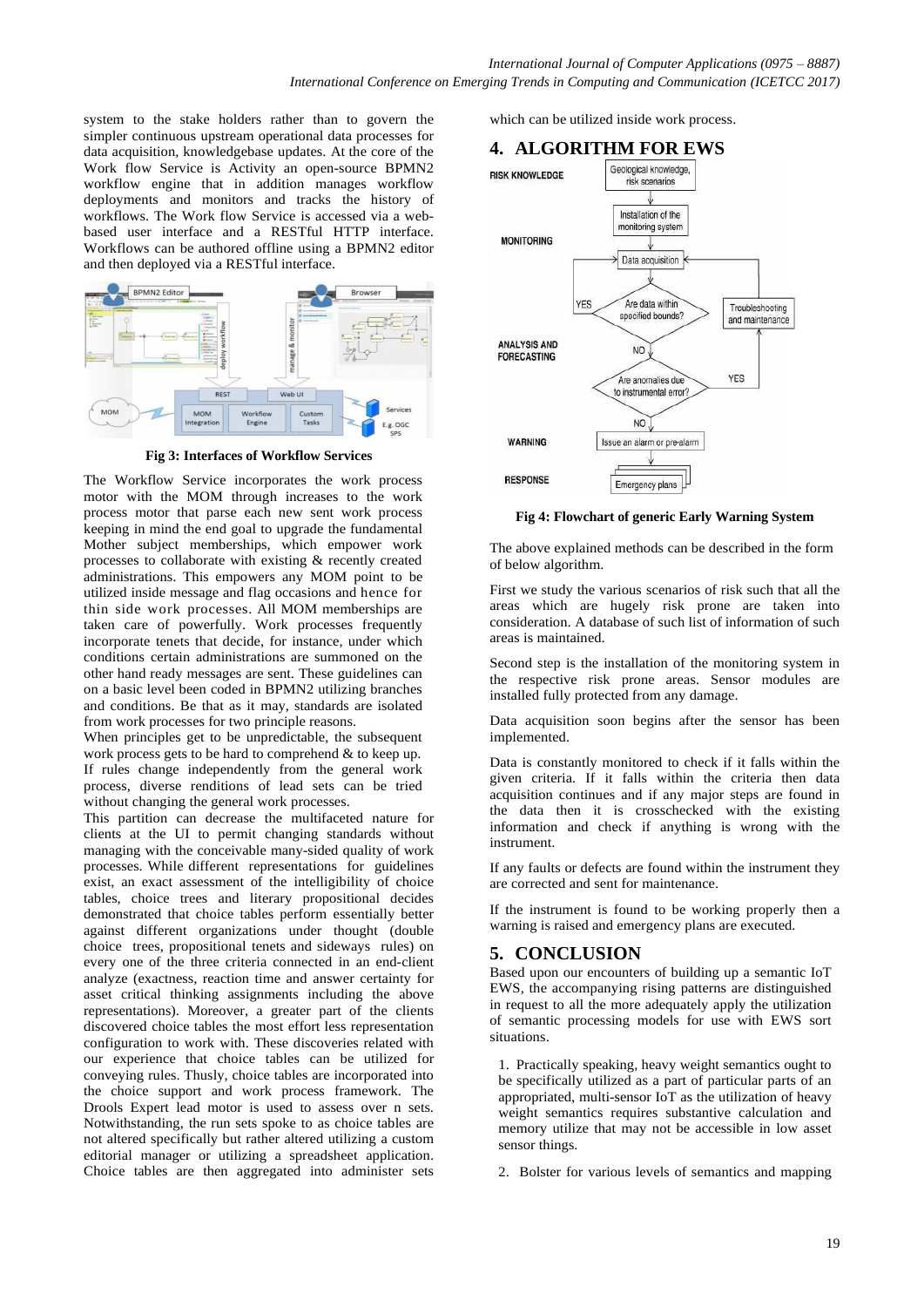system to the stake holders rather than to govern the simpler continuous upstream operational data processes for data acquisition, knowledgebase updates. At the core of the Work flow Service is Activity an open-source BPMN2 workflow engine that in addition manages workflow deployments and monitors and tracks the history of workflows. The Work flow Service is accessed via a web-based user interface and a RESTful HTTP interface. Workflows can be authored offline using a BPMN2 editor and then deployed via a RESTful interface.

**Fig 3: Interfaces of Workflow Services**

The Workflow Service incorporates the work process motor with the MOM through increases to the work process motor that parse each new sent work process keeping in mind the end goal to upgrade the fundamental Mother subject memberships, which empower work processes to collaborate with existing & recently created administrations. This empowers any MOM point to be utilized inside message and flag occasions and hence for thin side work processes. All MOM memberships are taken care of powerfully. Work processes frequently incorporate tenets that decide, for instance, under which conditions certain administrations are summoned on the other hand ready messages are sent. These guidelines can on a basic level been coded in BPMN2 utilizing branches and conditions. Be that as it may, standards are isolated from work processes for two principle reasons.

When principles get to be unpredictable, the subsequent work process gets to be hard to comprehend & to keep up. If rules change independently from the general work process, diverse renditions of lead sets can be tried without changing the general work processes.

This partition can decrease the multifaceted nature for clients at the UI to permit changing standards without managing with the conceivable many-sided quality of work processes. While different representations for guidelines exist, an exact assessment of the intelligibility of choice tables, choice trees and literary propositional decides demonstrated that choice tables perform essentially better against different organizations under thought (double choice trees, propositional tenets and sideways rules) on every one of the three criteria connected in an end-client analyze (exactness, reaction time and answer certainty for asset critical thinking assignments including the above representations). Moreover, a greater part of the clients discovered choice tables the most effort less representation configuration to work with. These discoveries related with our experience that choice tables can be utilized for conveying rules. Thusly, choice tables are incorporated into the choice support and work process framework. The Drools Expert lead motor is used to assess over n sets. Notwithstanding, the run sets spoke to as choice tables are not altered specifically but rather altered utilizing a custom editorial manager or utilizing a spreadsheet application. Choice tables are then aggregated into administer sets which can be utilized inside work process.

## 4. ALGORITHM FOR EWS

**Fig 4: Flowchart of generic Early Warning System**

The above explained methods can be described in the form of below algorithm.

First we study the various scenarios of risk such that all the areas which are hugely risk prone are taken into consideration. A database of such list of information of such areas is maintained.

Second step is the installation of the monitoring system in the respective risk prone areas. Sensor modules are installed fully protected from any damage.

Data acquisition soon begins after the sensor has been implemented.

Data is constantly monitored to check if it falls within the given criteria. If it falls within the criteria then data acquisition continues and if any major steps are found in the data then it is crosschecked with the existing information and check if anything is wrong with the instrument.

If any faults or defects are found within the instrument they are corrected and sent for maintenance.

If the instrument is found to be working properly then a warning is raised and emergency plans are executed.

## 5. CONCLUSION

Based upon our encounters of building up a semantic IoT EWS, the accompanying rising patterns are distinguished in request to all the more adequately apply the utilization of semantic processing models for use with EWS sort situations.

1. Practically speaking, heavy weight semantics ought to be specifically utilized as a part of particular parts of an appropriated, multi-sensor IoT as the utilization of heavy weight semantics requires substantive calculation and memory utilize that may not be accessible in low asset sensor things.

2. Bolster for various levels of semantics and mapping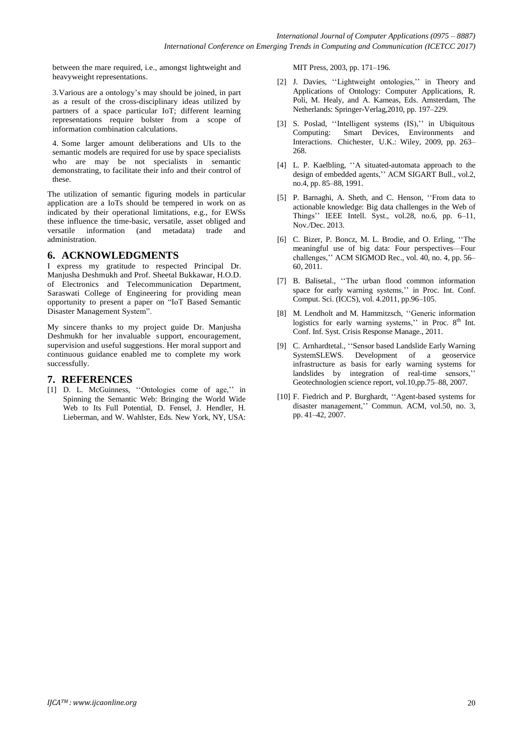between the mare required, i.e., amongst lightweight and heavyweight representations.

3. Various are a ontology's may should be joined, in part as a result of the cross-disciplinary ideas utilized by partners of a space particular IoT; different learning representations require bolster from a scope of information combination calculations.

4. Some larger amount deliberations and UIs to the semantic models are required for use by space specialists who are may be not specialists in semantic demonstrating, to facilitate their info and their control of these.

The utilization of semantic figuring models in particular application are a IoTs should be tempered in work on as indicated by their operational limitations, e.g., for EWSs these influence the time-basic, versatile, asset obliged and versatile information (and metadata) trade and administration.

## 6. ACKNOWLEDGMENTS

I express my gratitude to respected Principal Dr. Manjusha Deshmukh and Prof. Sheetal Bukkawar, H.O.D. of Electronics and Telecommunication Department, Saraswati College of Engineering for providing mean opportunity to present a paper on "IoT Based Semantic Disaster Management System".

My sincere thanks to my project guide Dr. Manjusha Deshmukh for her invaluable support, encouragement, supervision and useful suggestions. Her moral support and continuous guidance enabled me to complete my work successfully.

## 7. REFERENCES

[1] D. L. McGuinness, ''Ontologies come of age,'' in Spinning the Semantic Web: Bringing the World Wide Web to Its Full Potential, D. Fensel, J. Hendler, H. Lieberman, and W. Wahlster, Eds. New York, NY, USA: MIT Press, 2003, pp. 171–196.

[2] J. Davies, ''Lightweight ontologies,'' in Theory and Applications of Ontology: Computer Applications, R. Poli, M. Healy, and A. Kameas, Eds. Amsterdam, The Netherlands: Springer-Verlag,2010, pp. 197–229.

[3] S. Poslad, ''Intelligent systems (IS),'' in Ubiquitous Computing: Smart Devices, Environments and Interactions. Chichester, U.K.: Wiley, 2009, pp. 263–268.

[4] L. P. Kaelbling, ''A situated-automata approach to the design of embedded agents,'' ACM SIGART Bull., vol.2, no.4, pp. 85–88, 1991.

[5] P. Barnaghi, A. Sheth, and C. Henson, ''From data to actionable knowledge: Big data challenges in the Web of Things'' IEEE Intell. Syst., vol.28, no.6, pp. 6–11, Nov./Dec. 2013.

[6] C. Bizer, P. Boncz, M. L. Brodie, and O. Erling, ''The meaningful use of big data: Four perspectives—Four challenges,'' ACM SIGMOD Rec., vol. 40, no. 4, pp. 56–60, 2011.

[7] B. Balisetal., ''The urban flood common information space for early warning systems,'' in Proc. Int. Conf. Comput. Sci. (ICCS), vol. 4.2011, pp.96–105.

[8] M. Lendholt and M. Hammitzsch, ''Generic information logistics for early warning systems,'' in Proc. 8th Int. Conf. Inf. Syst. Crisis Response Manage., 2011.

[9] C. Arnhardtetal., ''Sensor based Landslide Early Warning SystemSLEWS. Development of a geoservice infrastructure as basis for early warning systems for landslides by integration of real-time sensors,'' Geotechnologien science report, vol.10,pp.75–88, 2007.

[10] F. Fiedrich and P. Burghardt, ''Agent-based systems for disaster management,'' Commun. ACM, vol.50, no. 3, pp. 41–42, 2007.